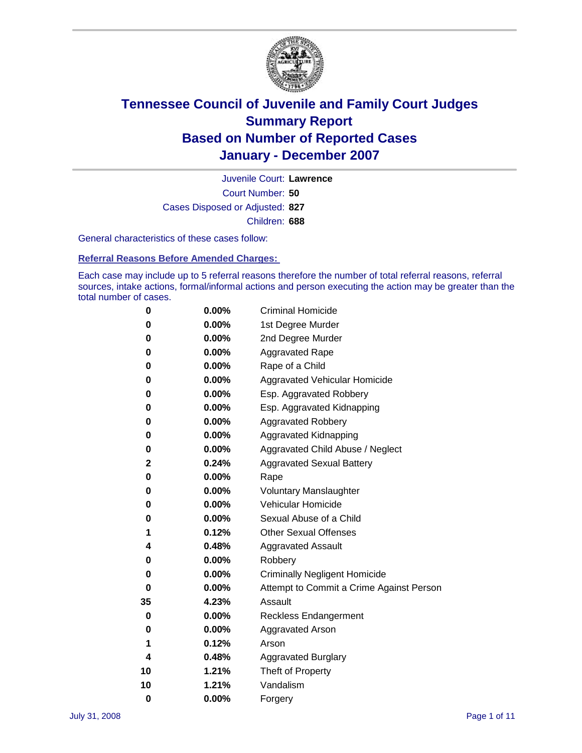# Tennessee Council of Juvenile and Family Court Judges
## Summary Report
## Based on Number of Reported Cases
## January - December 2007

Juvenile Court: **Lawrence**

Court Number: **50**

Cases Disposed or Adjusted: **827**

Children: **688**

General characteristics of these cases follow:

### Referral Reasons Before Amended Charges:

Each case may include up to 5 referral reasons therefore the number of total referral reasons, referral sources, intake actions, formal/informal actions and person executing the action may be greater than the total number of cases.

| Count | Percent | Referral Reason |
|---|---|---|
| 0 | 0.00% | Criminal Homicide |
| 0 | 0.00% | 1st Degree Murder |
| 0 | 0.00% | 2nd Degree Murder |
| 0 | 0.00% | Aggravated Rape |
| 0 | 0.00% | Rape of a Child |
| 0 | 0.00% | Aggravated Vehicular Homicide |
| 0 | 0.00% | Esp. Aggravated Robbery |
| 0 | 0.00% | Esp. Aggravated Kidnapping |
| 0 | 0.00% | Aggravated Robbery |
| 0 | 0.00% | Aggravated Kidnapping |
| 0 | 0.00% | Aggravated Child Abuse / Neglect |
| 2 | 0.24% | Aggravated Sexual Battery |
| 0 | 0.00% | Rape |
| 0 | 0.00% | Voluntary Manslaughter |
| 0 | 0.00% | Vehicular Homicide |
| 0 | 0.00% | Sexual Abuse of a Child |
| 1 | 0.12% | Other Sexual Offenses |
| 4 | 0.48% | Aggravated Assault |
| 0 | 0.00% | Robbery |
| 0 | 0.00% | Criminally Negligent Homicide |
| 0 | 0.00% | Attempt to Commit a Crime Against Person |
| 35 | 4.23% | Assault |
| 0 | 0.00% | Reckless Endangerment |
| 0 | 0.00% | Aggravated Arson |
| 1 | 0.12% | Arson |
| 4 | 0.48% | Aggravated Burglary |
| 10 | 1.21% | Theft of Property |
| 10 | 1.21% | Vandalism |
| 0 | 0.00% | Forgery |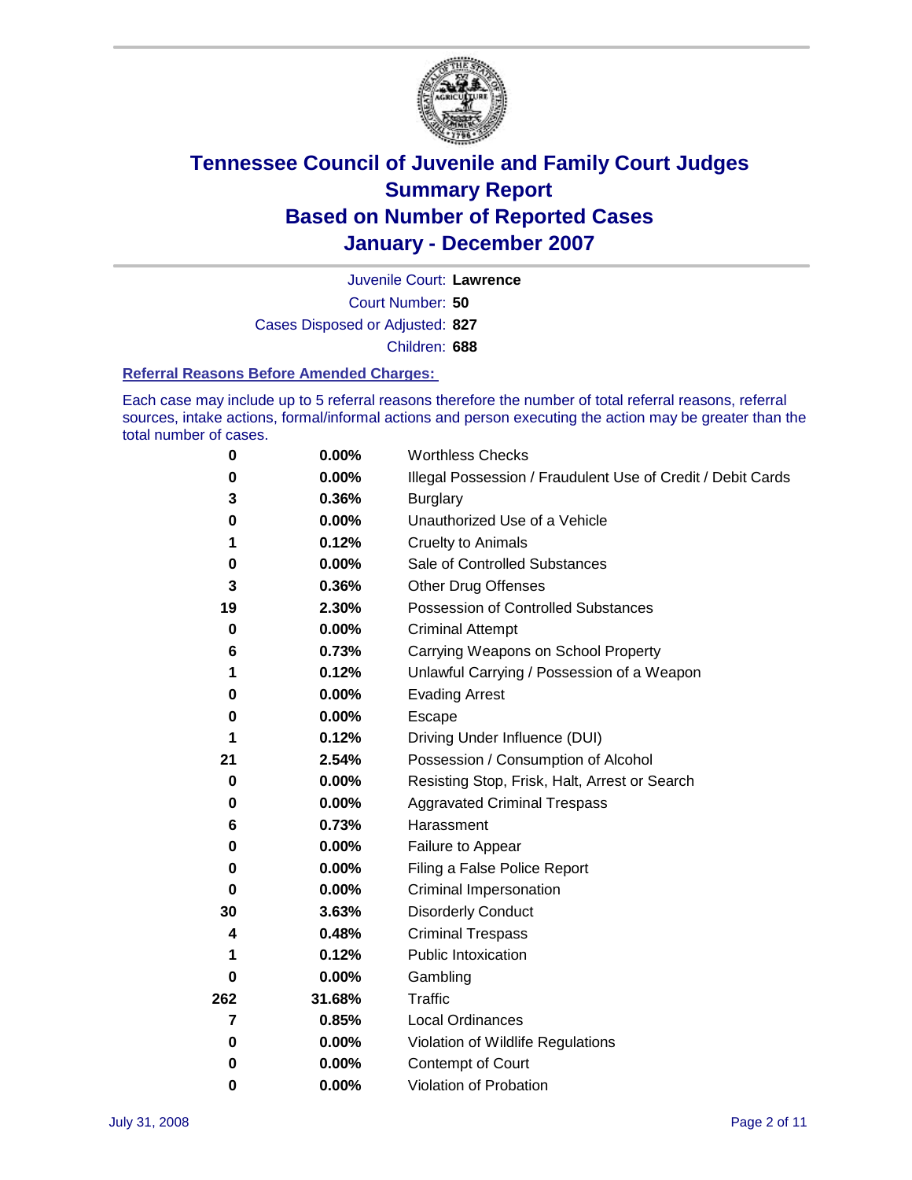# Tennessee Council of Juvenile and Family Court Judges
## Summary Report
## Based on Number of Reported Cases
## January - December 2007

Juvenile Court: **Lawrence**

Court Number: **50**

Cases Disposed or Adjusted: **827**

Children: **688**

### Referral Reasons Before Amended Charges:

Each case may include up to 5 referral reasons therefore the number of total referral reasons, referral sources, intake actions, formal/informal actions and person executing the action may be greater than the total number of cases.

| Count | Percent | Referral Reason |
|---|---|---|
| 0 | 0.00% | Worthless Checks |
| 0 | 0.00% | Illegal Possession / Fraudulent Use of Credit / Debit Cards |
| 3 | 0.36% | Burglary |
| 0 | 0.00% | Unauthorized Use of a Vehicle |
| 1 | 0.12% | Cruelty to Animals |
| 0 | 0.00% | Sale of Controlled Substances |
| 3 | 0.36% | Other Drug Offenses |
| 19 | 2.30% | Possession of Controlled Substances |
| 0 | 0.00% | Criminal Attempt |
| 6 | 0.73% | Carrying Weapons on School Property |
| 1 | 0.12% | Unlawful Carrying / Possession of a Weapon |
| 0 | 0.00% | Evading Arrest |
| 0 | 0.00% | Escape |
| 1 | 0.12% | Driving Under Influence (DUI) |
| 21 | 2.54% | Possession / Consumption of Alcohol |
| 0 | 0.00% | Resisting Stop, Frisk, Halt, Arrest or Search |
| 0 | 0.00% | Aggravated Criminal Trespass |
| 6 | 0.73% | Harassment |
| 0 | 0.00% | Failure to Appear |
| 0 | 0.00% | Filing a False Police Report |
| 0 | 0.00% | Criminal Impersonation |
| 30 | 3.63% | Disorderly Conduct |
| 4 | 0.48% | Criminal Trespass |
| 1 | 0.12% | Public Intoxication |
| 0 | 0.00% | Gambling |
| 262 | 31.68% | Traffic |
| 7 | 0.85% | Local Ordinances |
| 0 | 0.00% | Violation of Wildlife Regulations |
| 0 | 0.00% | Contempt of Court |
| 0 | 0.00% | Violation of Probation |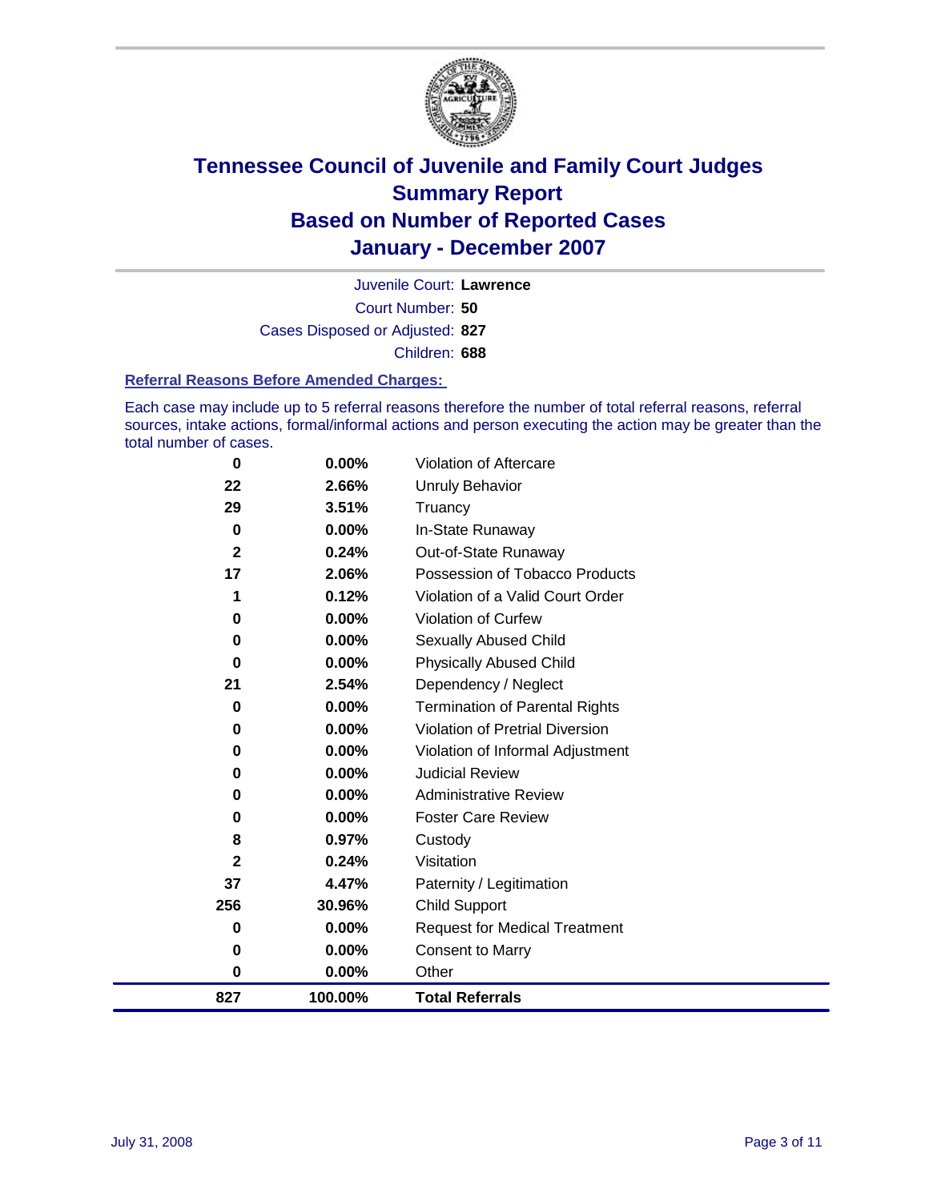# Tennessee Council of Juvenile and Family Court Judges
## Summary Report
## Based on Number of Reported Cases
## January - December 2007

Juvenile Court: **Lawrence**

Court Number: **50**

Cases Disposed or Adjusted: **827**

Children: **688**

### Referral Reasons Before Amended Charges:

Each case may include up to 5 referral reasons therefore the number of total referral reasons, referral sources, intake actions, formal/informal actions and person executing the action may be greater than the total number of cases.

| Count | Percent | Referral Reason |
|---|---|---|
| 0 | 0.00% | Violation of Aftercare |
| 22 | 2.66% | Unruly Behavior |
| 29 | 3.51% | Truancy |
| 0 | 0.00% | In-State Runaway |
| 2 | 0.24% | Out-of-State Runaway |
| 17 | 2.06% | Possession of Tobacco Products |
| 1 | 0.12% | Violation of a Valid Court Order |
| 0 | 0.00% | Violation of Curfew |
| 0 | 0.00% | Sexually Abused Child |
| 0 | 0.00% | Physically Abused Child |
| 21 | 2.54% | Dependency / Neglect |
| 0 | 0.00% | Termination of Parental Rights |
| 0 | 0.00% | Violation of Pretrial Diversion |
| 0 | 0.00% | Violation of Informal Adjustment |
| 0 | 0.00% | Judicial Review |
| 0 | 0.00% | Administrative Review |
| 0 | 0.00% | Foster Care Review |
| 8 | 0.97% | Custody |
| 2 | 0.24% | Visitation |
| 37 | 4.47% | Paternity / Legitimation |
| 256 | 30.96% | Child Support |
| 0 | 0.00% | Request for Medical Treatment |
| 0 | 0.00% | Consent to Marry |
| 0 | 0.00% | Other |
| **827** | **100.00%** | **Total Referrals** |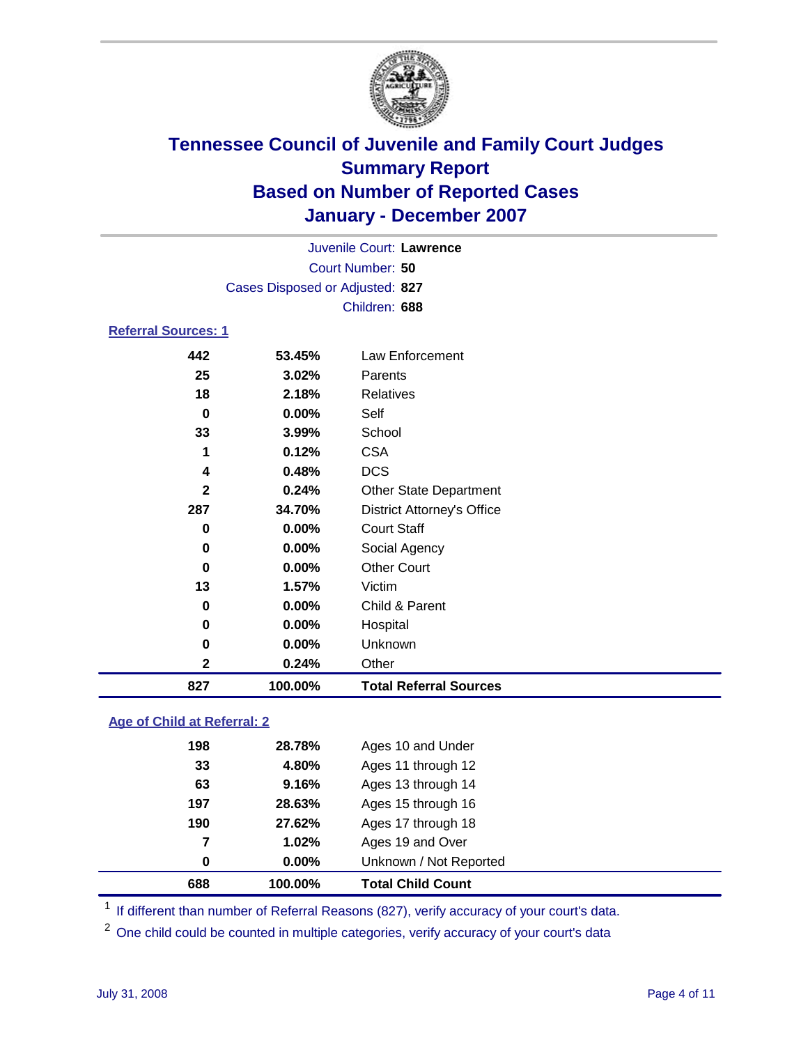# Tennessee Council of Juvenile and Family Court Judges
## Summary Report
## Based on Number of Reported Cases
## January - December 2007

Juvenile Court: **Lawrence**
Court Number: **50**
Cases Disposed or Adjusted: **827**
Children: **688**

### Referral Sources: 1

| | | |
|---|---|---|
| 442 | 53.45% | Law Enforcement |
| 25 | 3.02% | Parents |
| 18 | 2.18% | Relatives |
| 0 | 0.00% | Self |
| 33 | 3.99% | School |
| 1 | 0.12% | CSA |
| 4 | 0.48% | DCS |
| 2 | 0.24% | Other State Department |
| 287 | 34.70% | District Attorney's Office |
| 0 | 0.00% | Court Staff |
| 0 | 0.00% | Social Agency |
| 0 | 0.00% | Other Court |
| 13 | 1.57% | Victim |
| 0 | 0.00% | Child & Parent |
| 0 | 0.00% | Hospital |
| 0 | 0.00% | Unknown |
| 2 | 0.24% | Other |
| **827** | **100.00%** | **Total Referral Sources** |

### Age of Child at Referral: 2

| | | |
|---|---|---|
| 198 | 28.78% | Ages 10 and Under |
| 33 | 4.80% | Ages 11 through 12 |
| 63 | 9.16% | Ages 13 through 14 |
| 197 | 28.63% | Ages 15 through 16 |
| 190 | 27.62% | Ages 17 through 18 |
| 7 | 1.02% | Ages 19 and Over |
| 0 | 0.00% | Unknown / Not Reported |
| **688** | **100.00%** | **Total Child Count** |

[1] If different than number of Referral Reasons (827), verify accuracy of your court's data.

[2] One child could be counted in multiple categories, verify accuracy of your court's data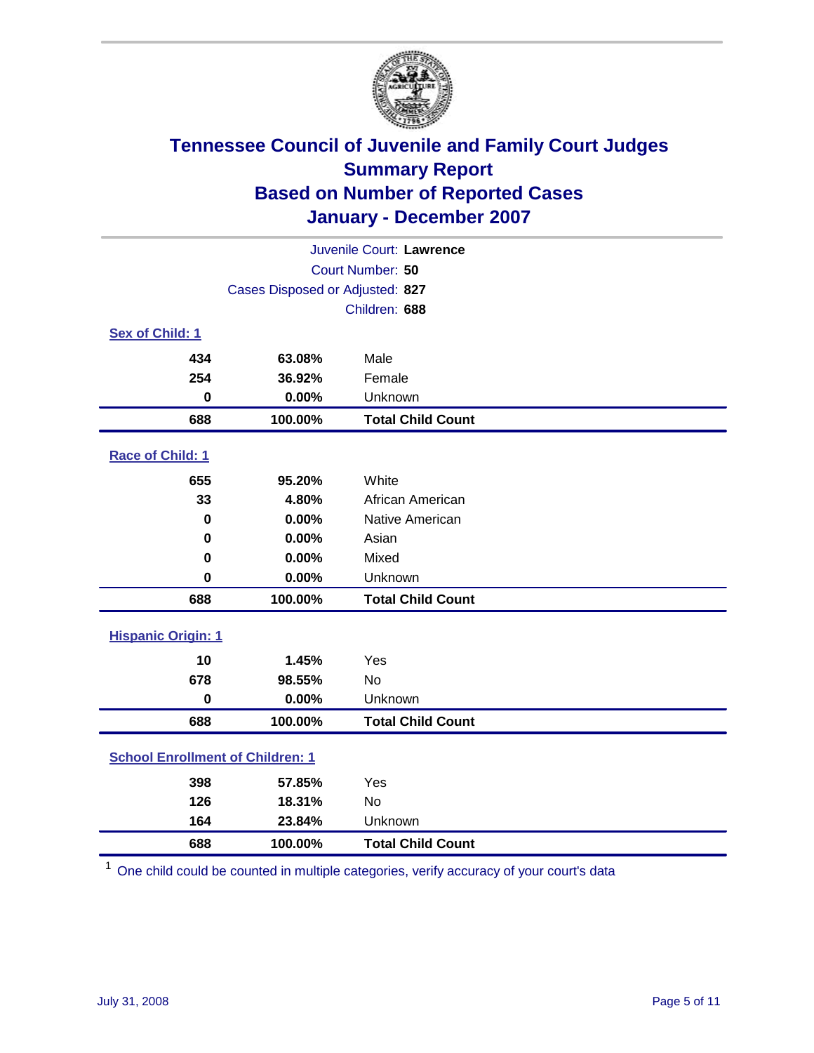# Tennessee Council of Juvenile and Family Court Judges
## Summary Report
## Based on Number of Reported Cases
## January - December 2007

Juvenile Court: **Lawrence**

Court Number: **50**

Cases Disposed or Adjusted: **827**

Children: **688**

### Sex of Child: 1

| | | |
|---|---|---|
| 434 | 63.08% | Male |
| 254 | 36.92% | Female |
| 0 | 0.00% | Unknown |
| **688** | **100.00%** | **Total Child Count** |

### Race of Child: 1

| | | |
|---|---|---|
| 655 | 95.20% | White |
| 33 | 4.80% | African American |
| 0 | 0.00% | Native American |
| 0 | 0.00% | Asian |
| 0 | 0.00% | Mixed |
| 0 | 0.00% | Unknown |
| **688** | **100.00%** | **Total Child Count** |

### Hispanic Origin: 1

| | | |
|---|---|---|
| 10 | 1.45% | Yes |
| 678 | 98.55% | No |
| 0 | 0.00% | Unknown |
| **688** | **100.00%** | **Total Child Count** |

### School Enrollment of Children: 1

| | | |
|---|---|---|
| 398 | 57.85% | Yes |
| 126 | 18.31% | No |
| 164 | 23.84% | Unknown |
| **688** | **100.00%** | **Total Child Count** |

[1] One child could be counted in multiple categories, verify accuracy of your court's data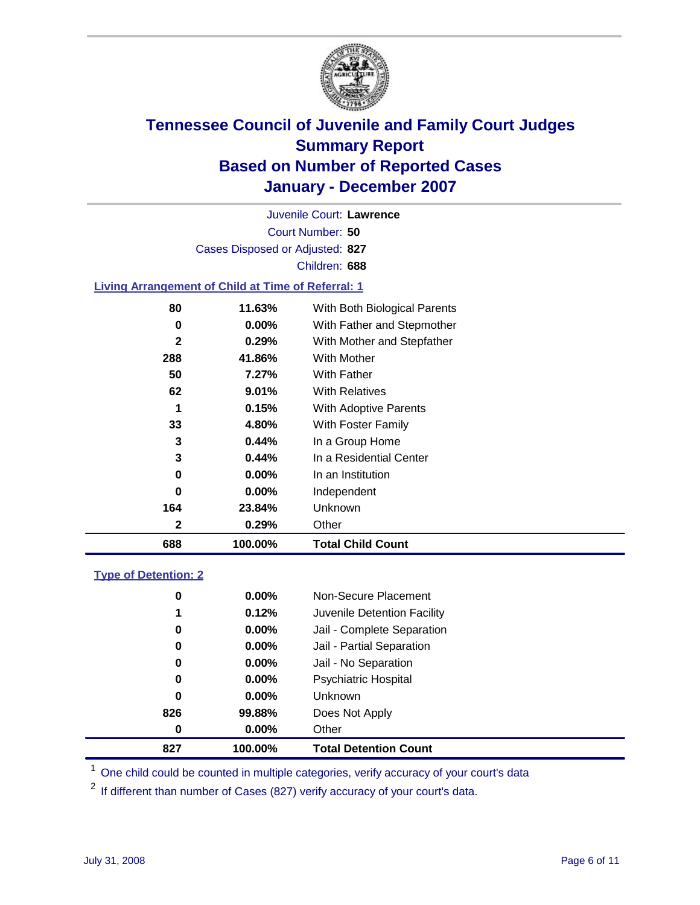# Tennessee Council of Juvenile and Family Court Judges
## Summary Report
## Based on Number of Reported Cases
## January - December 2007

Juvenile Court: **Lawrence**

Court Number: **50**

Cases Disposed or Adjusted: **827**

Children: **688**

### Living Arrangement of Child at Time of Referral: 1

| Count | Percent | Category |
|---|---|---|
| 80 | 11.63% | With Both Biological Parents |
| 0 | 0.00% | With Father and Stepmother |
| 2 | 0.29% | With Mother and Stepfather |
| 288 | 41.86% | With Mother |
| 50 | 7.27% | With Father |
| 62 | 9.01% | With Relatives |
| 1 | 0.15% | With Adoptive Parents |
| 33 | 4.80% | With Foster Family |
| 3 | 0.44% | In a Group Home |
| 3 | 0.44% | In a Residential Center |
| 0 | 0.00% | In an Institution |
| 0 | 0.00% | Independent |
| 164 | 23.84% | Unknown |
| 2 | 0.29% | Other |
| **688** | **100.00%** | **Total Child Count** |

### Type of Detention: 2

| Count | Percent | Category |
|---|---|---|
| 0 | 0.00% | Non-Secure Placement |
| 1 | 0.12% | Juvenile Detention Facility |
| 0 | 0.00% | Jail - Complete Separation |
| 0 | 0.00% | Jail - Partial Separation |
| 0 | 0.00% | Jail - No Separation |
| 0 | 0.00% | Psychiatric Hospital |
| 0 | 0.00% | Unknown |
| 826 | 99.88% | Does Not Apply |
| 0 | 0.00% | Other |
| **827** | **100.00%** | **Total Detention Count** |

[1] One child could be counted in multiple categories, verify accuracy of your court's data

[2] If different than number of Cases (827) verify accuracy of your court's data.

July 31, 2008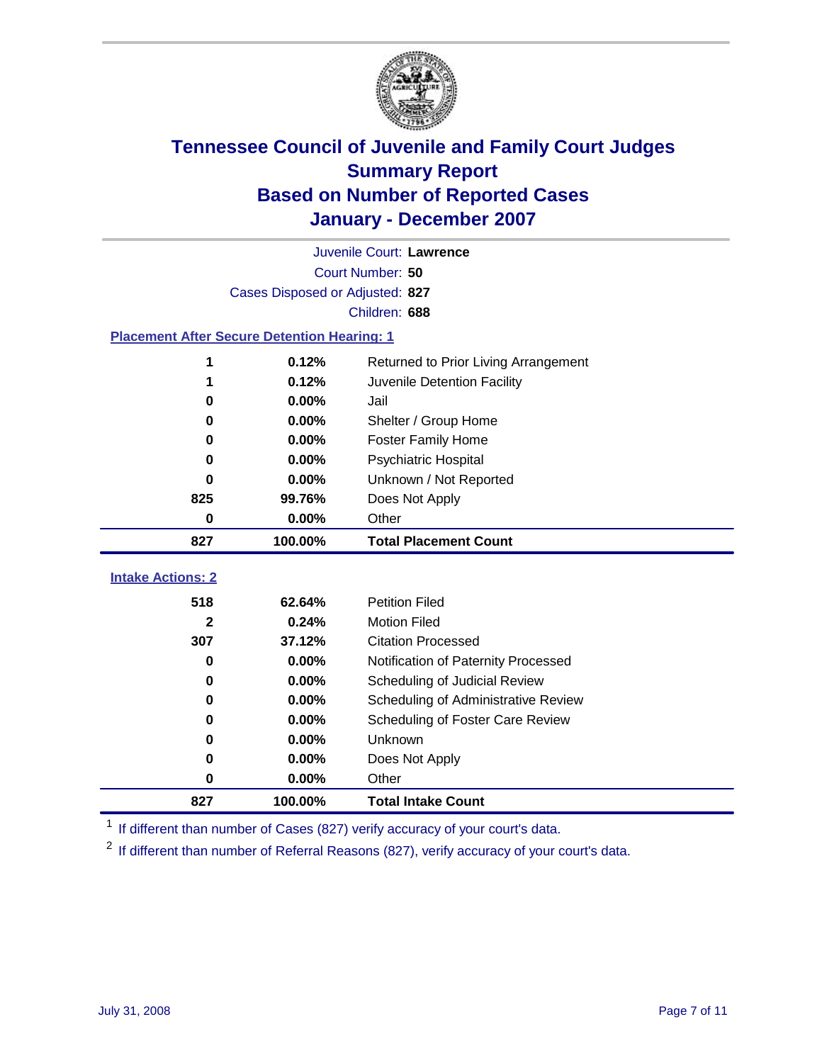# Tennessee Council of Juvenile and Family Court Judges
## Summary Report
## Based on Number of Reported Cases
## January - December 2007

Juvenile Court: **Lawrence**
Court Number: **50**
Cases Disposed or Adjusted: **827**
Children: **688**

### Placement After Secure Detention Hearing: 1

| Count | Percent | Placement |
|---|---|---|
| 1 | 0.12% | Returned to Prior Living Arrangement |
| 1 | 0.12% | Juvenile Detention Facility |
| 0 | 0.00% | Jail |
| 0 | 0.00% | Shelter / Group Home |
| 0 | 0.00% | Foster Family Home |
| 0 | 0.00% | Psychiatric Hospital |
| 0 | 0.00% | Unknown / Not Reported |
| 825 | 99.76% | Does Not Apply |
| 0 | 0.00% | Other |
| **827** | **100.00%** | **Total Placement Count** |

### Intake Actions: 2

| Count | Percent | Intake Action |
|---|---|---|
| 518 | 62.64% | Petition Filed |
| 2 | 0.24% | Motion Filed |
| 307 | 37.12% | Citation Processed |
| 0 | 0.00% | Notification of Paternity Processed |
| 0 | 0.00% | Scheduling of Judicial Review |
| 0 | 0.00% | Scheduling of Administrative Review |
| 0 | 0.00% | Scheduling of Foster Care Review |
| 0 | 0.00% | Unknown |
| 0 | 0.00% | Does Not Apply |
| 0 | 0.00% | Other |
| **827** | **100.00%** | **Total Intake Count** |

[1] If different than number of Cases (827) verify accuracy of your court's data.

[2] If different than number of Referral Reasons (827), verify accuracy of your court's data.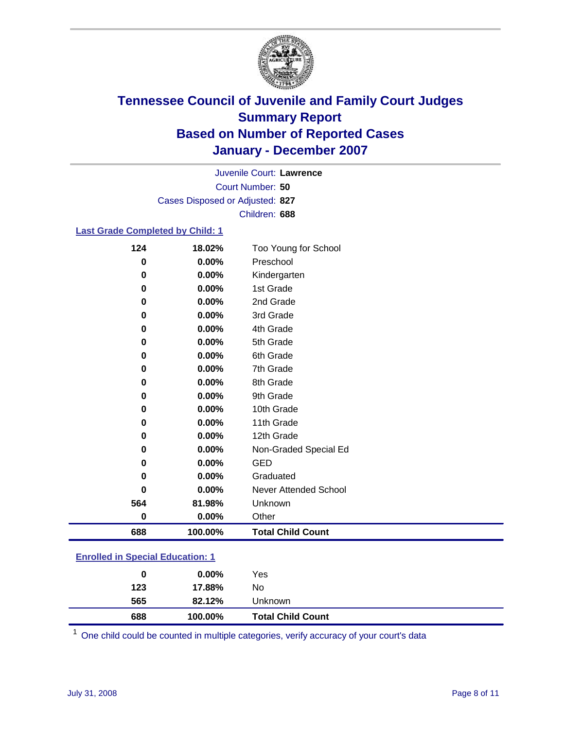# Tennessee Council of Juvenile and Family Court Judges
## Summary Report
## Based on Number of Reported Cases
## January - December 2007

Juvenile Court: **Lawrence**
Court Number: **50**
Cases Disposed or Adjusted: **827**
Children: **688**

### Last Grade Completed by Child: 1

| Count | Percent | Category |
|---|---|---|
| 124 | 18.02% | Too Young for School |
| 0 | 0.00% | Preschool |
| 0 | 0.00% | Kindergarten |
| 0 | 0.00% | 1st Grade |
| 0 | 0.00% | 2nd Grade |
| 0 | 0.00% | 3rd Grade |
| 0 | 0.00% | 4th Grade |
| 0 | 0.00% | 5th Grade |
| 0 | 0.00% | 6th Grade |
| 0 | 0.00% | 7th Grade |
| 0 | 0.00% | 8th Grade |
| 0 | 0.00% | 9th Grade |
| 0 | 0.00% | 10th Grade |
| 0 | 0.00% | 11th Grade |
| 0 | 0.00% | 12th Grade |
| 0 | 0.00% | Non-Graded Special Ed |
| 0 | 0.00% | GED |
| 0 | 0.00% | Graduated |
| 0 | 0.00% | Never Attended School |
| 564 | 81.98% | Unknown |
| 0 | 0.00% | Other |
| **688** | **100.00%** | **Total Child Count** |

### Enrolled in Special Education: 1

| Count | Percent | Category |
|---|---|---|
| 0 | 0.00% | Yes |
| 123 | 17.88% | No |
| 565 | 82.12% | Unknown |
| **688** | **100.00%** | **Total Child Count** |

[1] One child could be counted in multiple categories, verify accuracy of your court's data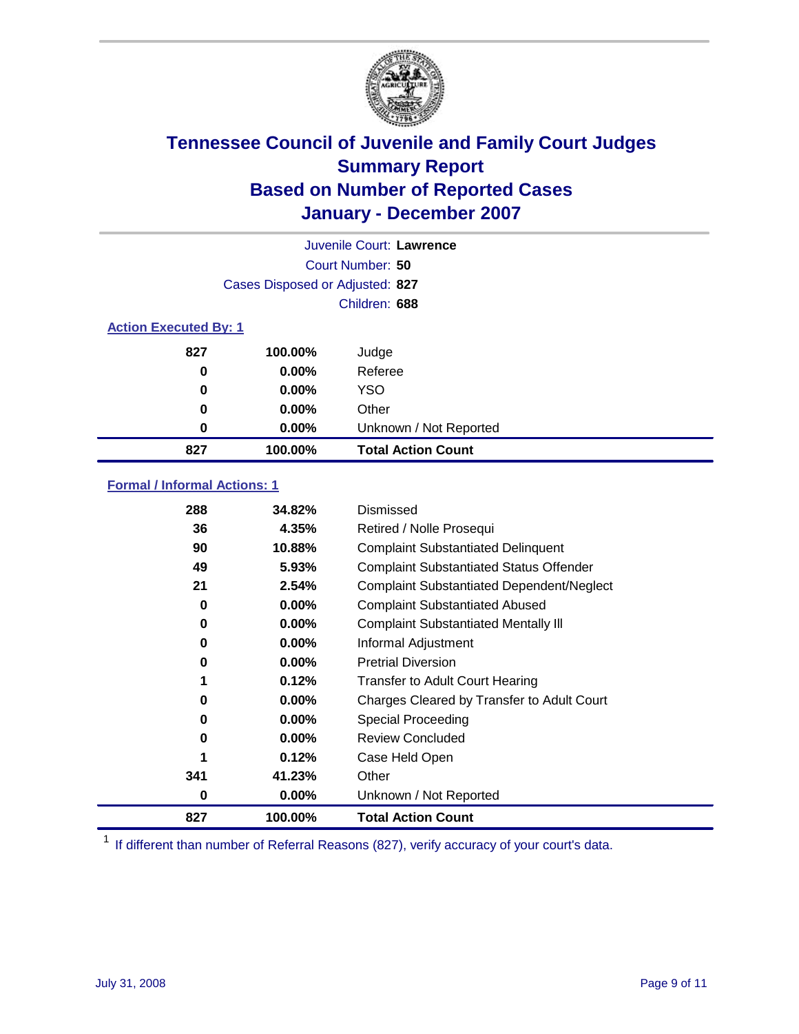# Tennessee Council of Juvenile and Family Court Judges
## Summary Report
## Based on Number of Reported Cases
## January - December 2007

Juvenile Court: **Lawrence**

Court Number: **50**

Cases Disposed or Adjusted: **827**

Children: **688**

### Action Executed By: 1

| | | |
|---|---|---|
| 827 | 100.00% | Judge |
| 0 | 0.00% | Referee |
| 0 | 0.00% | YSO |
| 0 | 0.00% | Other |
| 0 | 0.00% | Unknown / Not Reported |
| **827** | **100.00%** | **Total Action Count** |

### Formal / Informal Actions: 1

| | | |
|---|---|---|
| 288 | 34.82% | Dismissed |
| 36 | 4.35% | Retired / Nolle Prosequi |
| 90 | 10.88% | Complaint Substantiated Delinquent |
| 49 | 5.93% | Complaint Substantiated Status Offender |
| 21 | 2.54% | Complaint Substantiated Dependent/Neglect |
| 0 | 0.00% | Complaint Substantiated Abused |
| 0 | 0.00% | Complaint Substantiated Mentally Ill |
| 0 | 0.00% | Informal Adjustment |
| 0 | 0.00% | Pretrial Diversion |
| 1 | 0.12% | Transfer to Adult Court Hearing |
| 0 | 0.00% | Charges Cleared by Transfer to Adult Court |
| 0 | 0.00% | Special Proceeding |
| 0 | 0.00% | Review Concluded |
| 1 | 0.12% | Case Held Open |
| 341 | 41.23% | Other |
| 0 | 0.00% | Unknown / Not Reported |
| **827** | **100.00%** | **Total Action Count** |

[1] If different than number of Referral Reasons (827), verify accuracy of your court's data.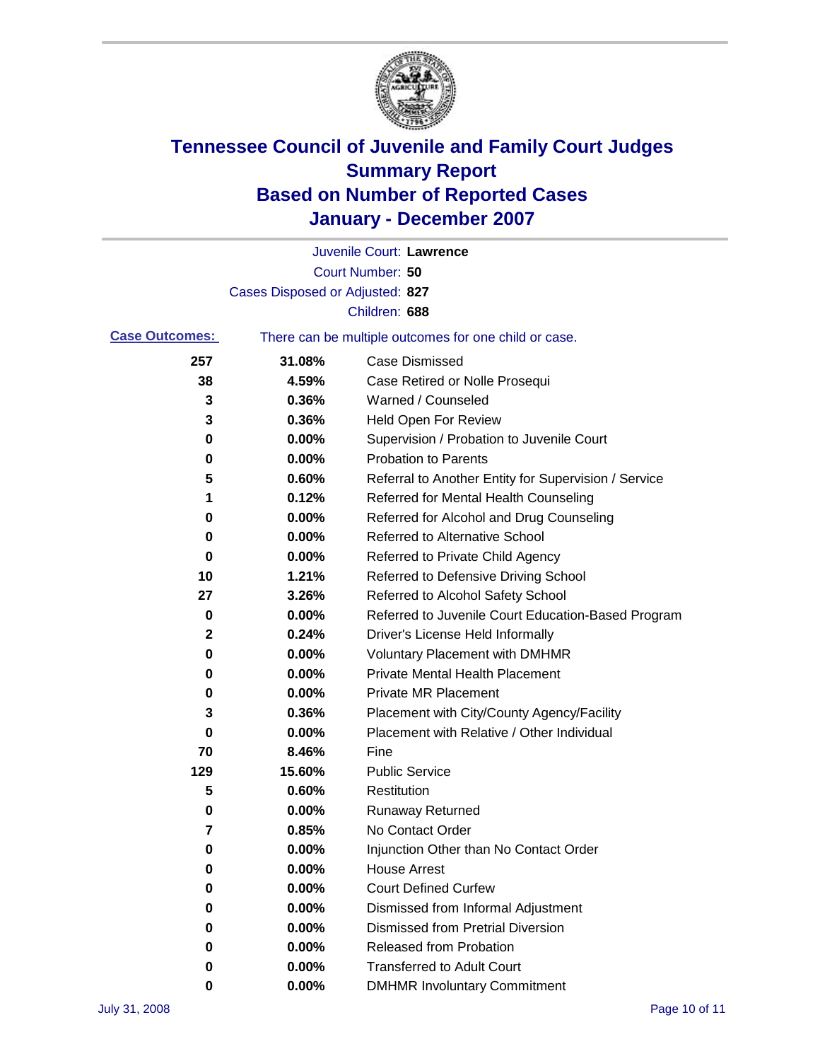# Tennessee Council of Juvenile and Family Court Judges
## Summary Report
## Based on Number of Reported Cases
## January - December 2007

Juvenile Court: **Lawrence**

Court Number: **50**

Cases Disposed or Adjusted: **827**

Children: **688**

**Case Outcomes:** There can be multiple outcomes for one child or case.

| Count | Percent | Outcome |
|---|---|---|
| 257 | 31.08% | Case Dismissed |
| 38 | 4.59% | Case Retired or Nolle Prosequi |
| 3 | 0.36% | Warned / Counseled |
| 3 | 0.36% | Held Open For Review |
| 0 | 0.00% | Supervision / Probation to Juvenile Court |
| 0 | 0.00% | Probation to Parents |
| 5 | 0.60% | Referral to Another Entity for Supervision / Service |
| 1 | 0.12% | Referred for Mental Health Counseling |
| 0 | 0.00% | Referred for Alcohol and Drug Counseling |
| 0 | 0.00% | Referred to Alternative School |
| 0 | 0.00% | Referred to Private Child Agency |
| 10 | 1.21% | Referred to Defensive Driving School |
| 27 | 3.26% | Referred to Alcohol Safety School |
| 0 | 0.00% | Referred to Juvenile Court Education-Based Program |
| 2 | 0.24% | Driver's License Held Informally |
| 0 | 0.00% | Voluntary Placement with DMHMR |
| 0 | 0.00% | Private Mental Health Placement |
| 0 | 0.00% | Private MR Placement |
| 3 | 0.36% | Placement with City/County Agency/Facility |
| 0 | 0.00% | Placement with Relative / Other Individual |
| 70 | 8.46% | Fine |
| 129 | 15.60% | Public Service |
| 5 | 0.60% | Restitution |
| 0 | 0.00% | Runaway Returned |
| 7 | 0.85% | No Contact Order |
| 0 | 0.00% | Injunction Other than No Contact Order |
| 0 | 0.00% | House Arrest |
| 0 | 0.00% | Court Defined Curfew |
| 0 | 0.00% | Dismissed from Informal Adjustment |
| 0 | 0.00% | Dismissed from Pretrial Diversion |
| 0 | 0.00% | Released from Probation |
| 0 | 0.00% | Transferred to Adult Court |
| 0 | 0.00% | DMHMR Involuntary Commitment |

July 31, 2008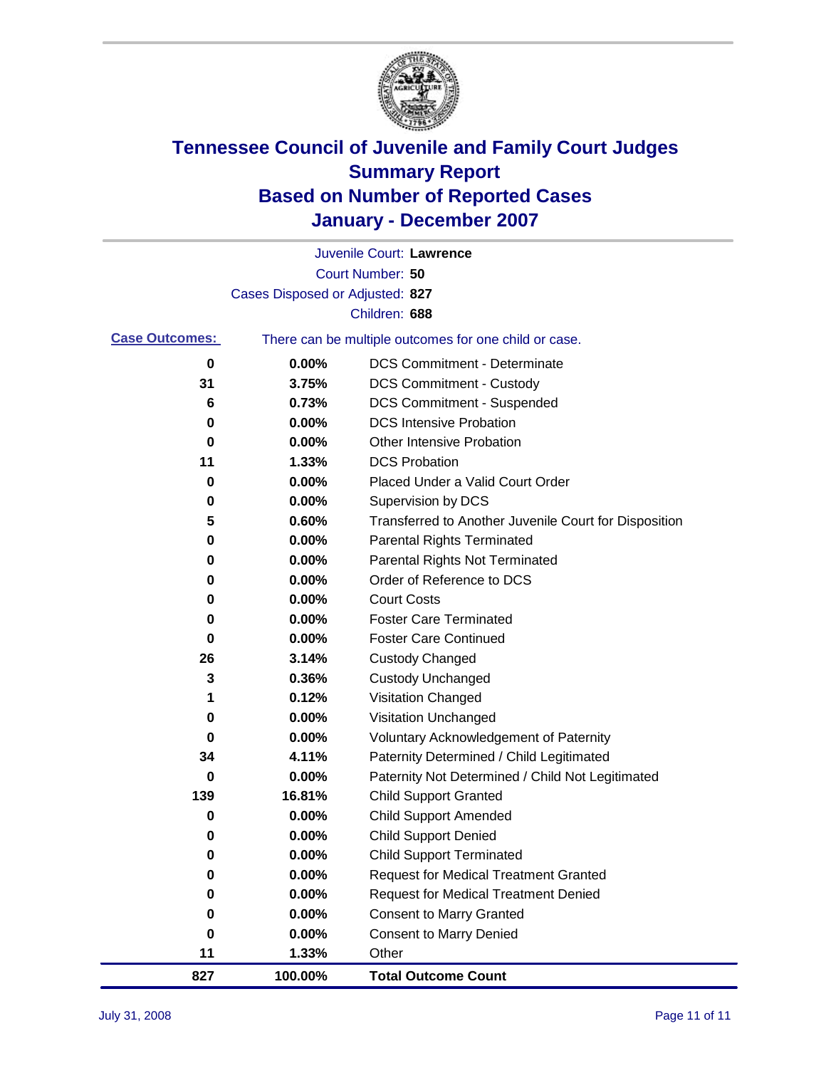# Tennessee Council of Juvenile and Family Court Judges
## Summary Report
## Based on Number of Reported Cases
## January - December 2007

Juvenile Court: **Lawrence**

Court Number: **50**

Cases Disposed or Adjusted: **827**

Children: **688**

**Case Outcomes:** There can be multiple outcomes for one child or case.

| | | |
|---|---|---|
| 0 | 0.00% | DCS Commitment - Determinate |
| 31 | 3.75% | DCS Commitment - Custody |
| 6 | 0.73% | DCS Commitment - Suspended |
| 0 | 0.00% | DCS Intensive Probation |
| 0 | 0.00% | Other Intensive Probation |
| 11 | 1.33% | DCS Probation |
| 0 | 0.00% | Placed Under a Valid Court Order |
| 0 | 0.00% | Supervision by DCS |
| 5 | 0.60% | Transferred to Another Juvenile Court for Disposition |
| 0 | 0.00% | Parental Rights Terminated |
| 0 | 0.00% | Parental Rights Not Terminated |
| 0 | 0.00% | Order of Reference to DCS |
| 0 | 0.00% | Court Costs |
| 0 | 0.00% | Foster Care Terminated |
| 0 | 0.00% | Foster Care Continued |
| 26 | 3.14% | Custody Changed |
| 3 | 0.36% | Custody Unchanged |
| 1 | 0.12% | Visitation Changed |
| 0 | 0.00% | Visitation Unchanged |
| 0 | 0.00% | Voluntary Acknowledgement of Paternity |
| 34 | 4.11% | Paternity Determined / Child Legitimated |
| 0 | 0.00% | Paternity Not Determined / Child Not Legitimated |
| 139 | 16.81% | Child Support Granted |
| 0 | 0.00% | Child Support Amended |
| 0 | 0.00% | Child Support Denied |
| 0 | 0.00% | Child Support Terminated |
| 0 | 0.00% | Request for Medical Treatment Granted |
| 0 | 0.00% | Request for Medical Treatment Denied |
| 0 | 0.00% | Consent to Marry Granted |
| 0 | 0.00% | Consent to Marry Denied |
| 11 | 1.33% | Other |
| **827** | **100.00%** | **Total Outcome Count** |

July 31, 2008